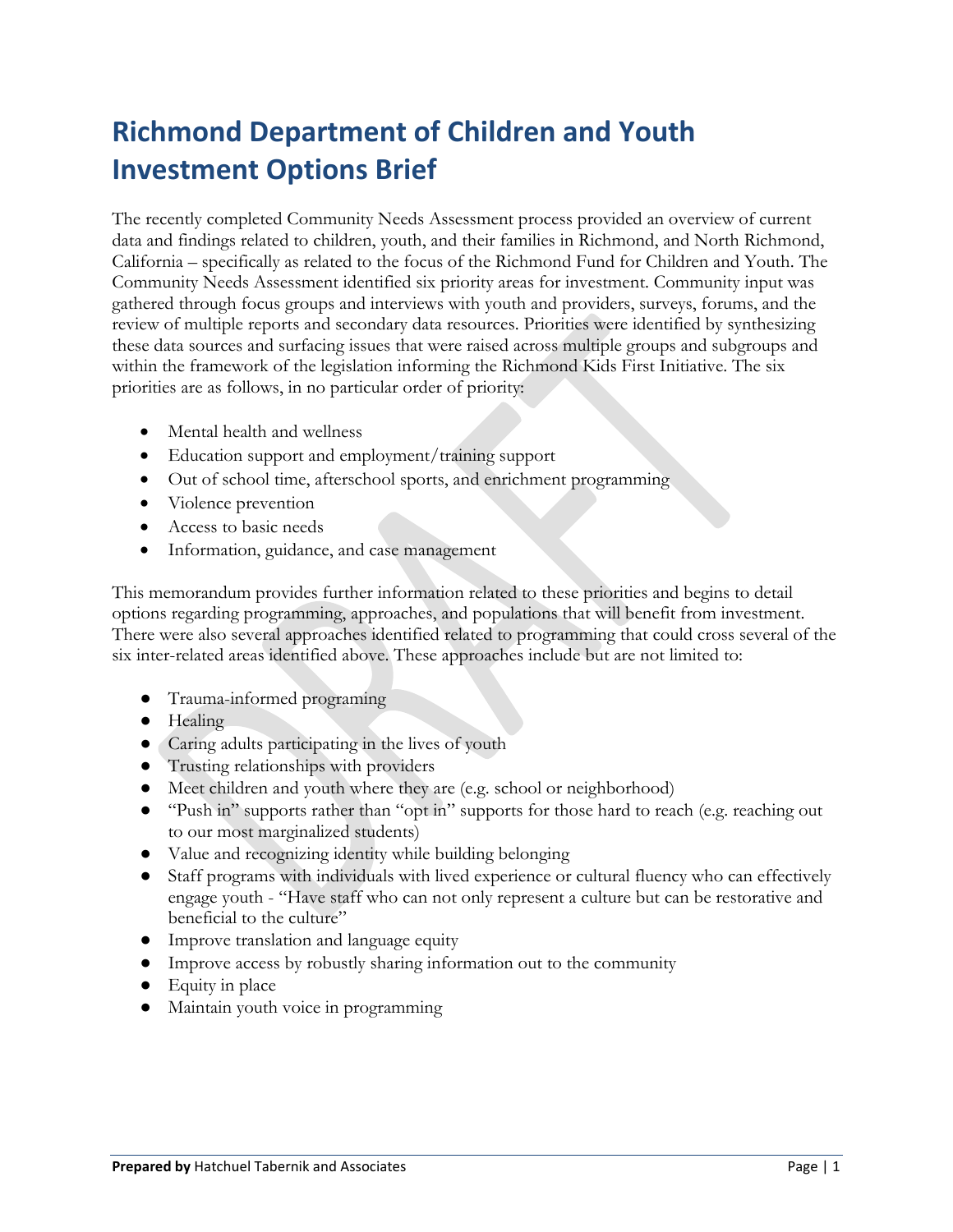# Richmond Department of Children and Youth Investment Options Brief

The recently completed Community Needs Assessment process provided an overview of current data and findings related to children, youth, and their families in Richmond, and North Richmond, California – specifically as related to the focus of the Richmond Fund for Children and Youth. The Community Needs Assessment identified six priority areas for investment. Community input was gathered through focus groups and interviews with youth and providers, surveys, forums, and the review of multiple reports and secondary data resources. Priorities were identified by synthesizing these data sources and surfacing issues that were raised across multiple groups and subgroups and within the framework of the legislation informing the Richmond Kids First Initiative. The six priorities are as follows, in no particular order of priority:

- Mental health and wellness
- Education support and employment/training support
- Out of school time, afterschool sports, and enrichment programming
- Violence prevention
- Access to basic needs
- Information, guidance, and case management

This memorandum provides further information related to these priorities and begins to detail options regarding programming, approaches, and populations that will benefit from investment. There were also several approaches identified related to programming that could cross several of the six inter-related areas identified above. These approaches include but are not limited to:

- Trauma-informed programing
- Healing
- Caring adults participating in the lives of youth
- Trusting relationships with providers
- Meet children and youth where they are (e.g. school or neighborhood)
- "Push in" supports rather than "opt in" supports for those hard to reach (e.g. reaching out to our most marginalized students)
- Value and recognizing identity while building belonging
- Staff programs with individuals with lived experience or cultural fluency who can effectively engage youth - "Have staff who can not only represent a culture but can be restorative and beneficial to the culture"
- Improve translation and language equity
- Improve access by robustly sharing information out to the community
- Equity in place
- Maintain youth voice in programming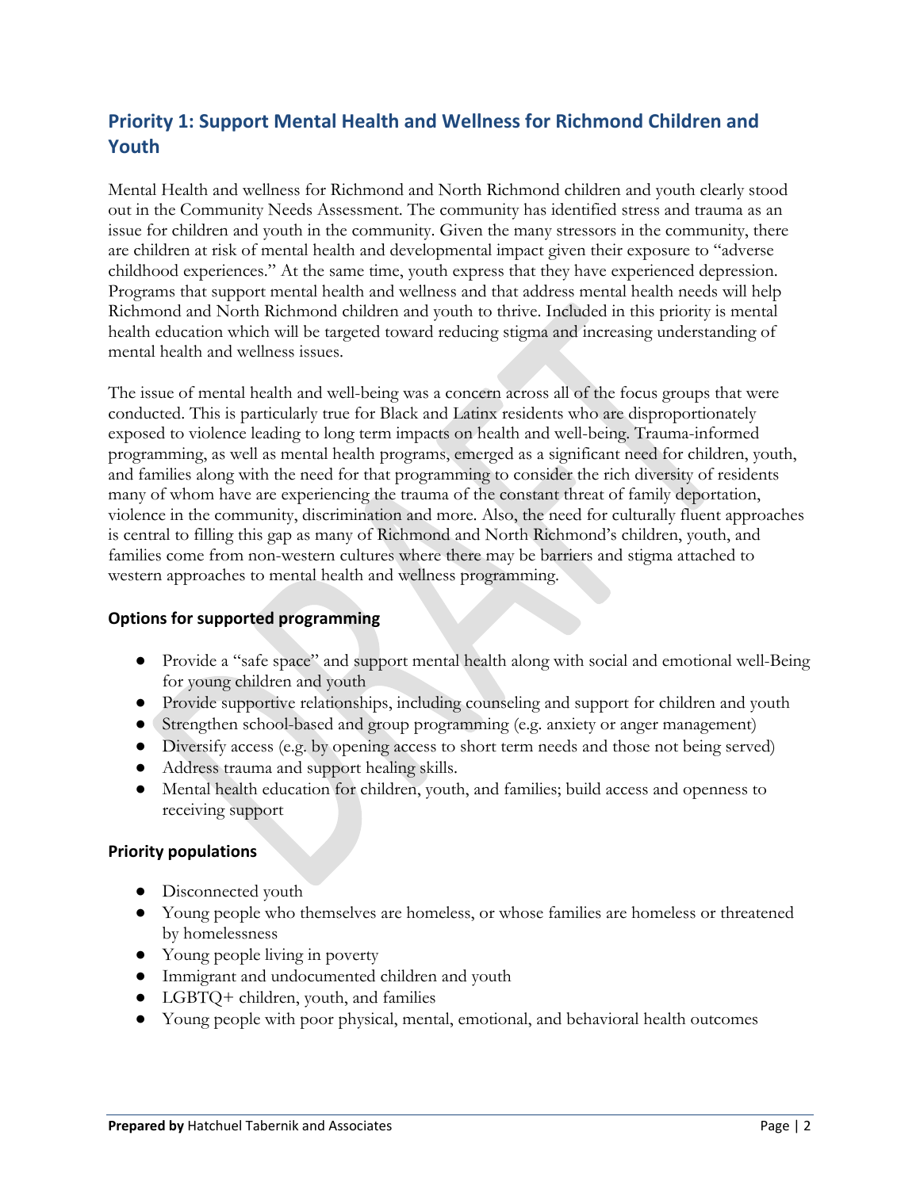## Priority 1: Support Mental Health and Wellness for Richmond Children and Youth

Mental Health and wellness for Richmond and North Richmond children and youth clearly stood out in the Community Needs Assessment. The community has identified stress and trauma as an issue for children and youth in the community. Given the many stressors in the community, there are children at risk of mental health and developmental impact given their exposure to "adverse childhood experiences." At the same time, youth express that they have experienced depression. Programs that support mental health and wellness and that address mental health needs will help Richmond and North Richmond children and youth to thrive. Included in this priority is mental health education which will be targeted toward reducing stigma and increasing understanding of mental health and wellness issues.

The issue of mental health and well-being was a concern across all of the focus groups that were conducted. This is particularly true for Black and Latinx residents who are disproportionately exposed to violence leading to long term impacts on health and well-being. Trauma-informed programming, as well as mental health programs, emerged as a significant need for children, youth, and families along with the need for that programming to consider the rich diversity of residents many of whom have are experiencing the trauma of the constant threat of family deportation, violence in the community, discrimination and more. Also, the need for culturally fluent approaches is central to filling this gap as many of Richmond and North Richmond's children, youth, and families come from non-western cultures where there may be barriers and stigma attached to western approaches to mental health and wellness programming.

### Options for supported programming

- Provide a "safe space" and support mental health along with social and emotional well-Being for young children and youth
- Provide supportive relationships, including counseling and support for children and youth
- Strengthen school-based and group programming (e.g. anxiety or anger management)
- Diversify access (e.g. by opening access to short term needs and those not being served)
- Address trauma and support healing skills.
- Mental health education for children, youth, and families; build access and openness to receiving support

### Priority populations

- Disconnected youth
- Young people who themselves are homeless, or whose families are homeless or threatened by homelessness
- Young people living in poverty
- Immigrant and undocumented children and youth
- LGBTQ+ children, youth, and families
- Young people with poor physical, mental, emotional, and behavioral health outcomes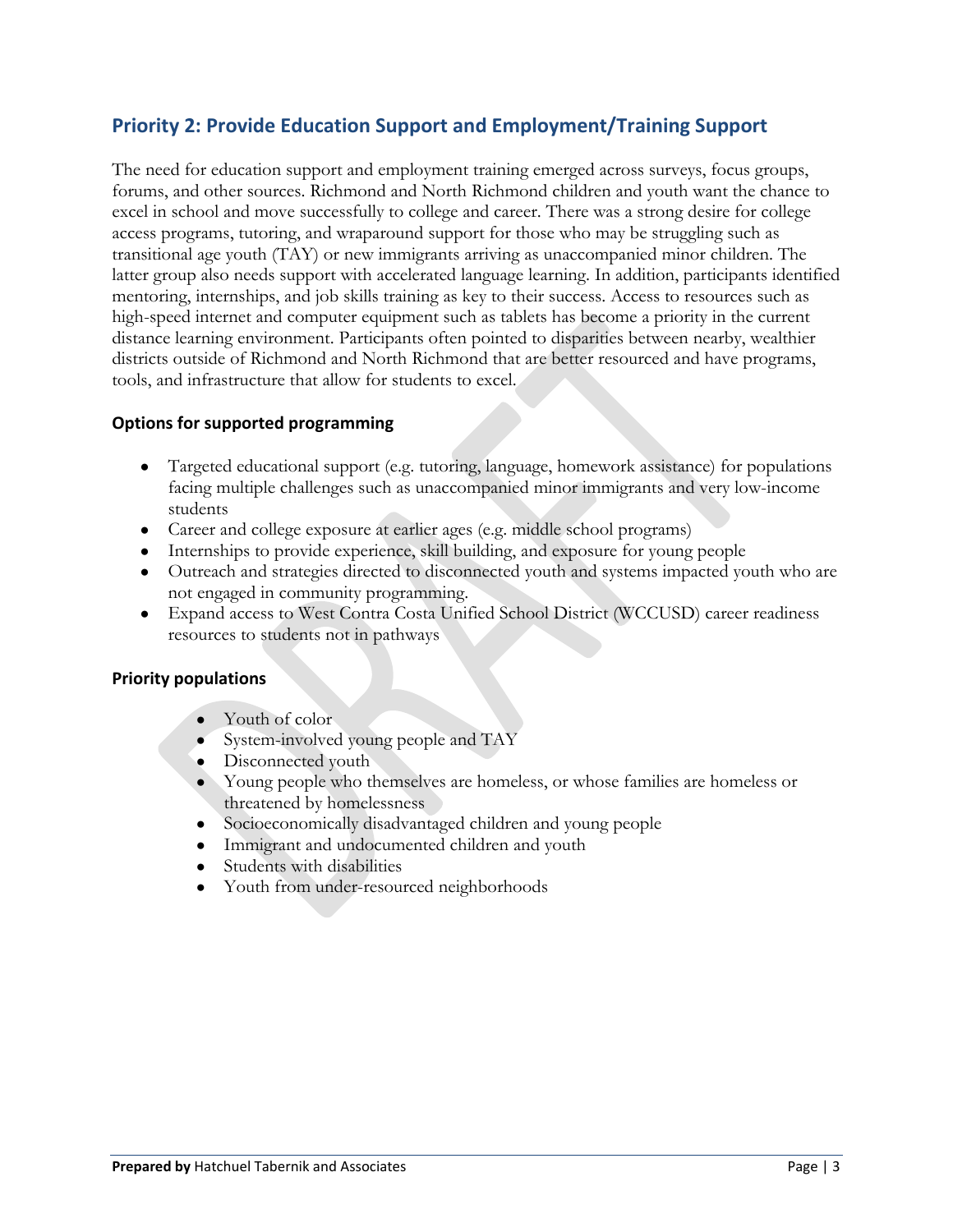## Priority 2: Provide Education Support and Employment/Training Support

The need for education support and employment training emerged across surveys, focus groups, forums, and other sources. Richmond and North Richmond children and youth want the chance to excel in school and move successfully to college and career. There was a strong desire for college access programs, tutoring, and wraparound support for those who may be struggling such as transitional age youth (TAY) or new immigrants arriving as unaccompanied minor children. The latter group also needs support with accelerated language learning. In addition, participants identified mentoring, internships, and job skills training as key to their success. Access to resources such as high-speed internet and computer equipment such as tablets has become a priority in the current distance learning environment. Participants often pointed to disparities between nearby, wealthier districts outside of Richmond and North Richmond that are better resourced and have programs, tools, and infrastructure that allow for students to excel.

### Options for supported programming

- Targeted educational support (e.g. tutoring, language, homework assistance) for populations facing multiple challenges such as unaccompanied minor immigrants and very low-income students
- Career and college exposure at earlier ages (e.g. middle school programs)
- Internships to provide experience, skill building, and exposure for young people
- Outreach and strategies directed to disconnected youth and systems impacted youth who are not engaged in community programming.
- Expand access to West Contra Costa Unified School District (WCCUSD) career readiness resources to students not in pathways

### Priority populations

- Youth of color
- System-involved young people and TAY
- Disconnected youth
- Young people who themselves are homeless, or whose families are homeless or threatened by homelessness
- Socioeconomically disadvantaged children and young people
- Immigrant and undocumented children and youth
- Students with disabilities
- Youth from under-resourced neighborhoods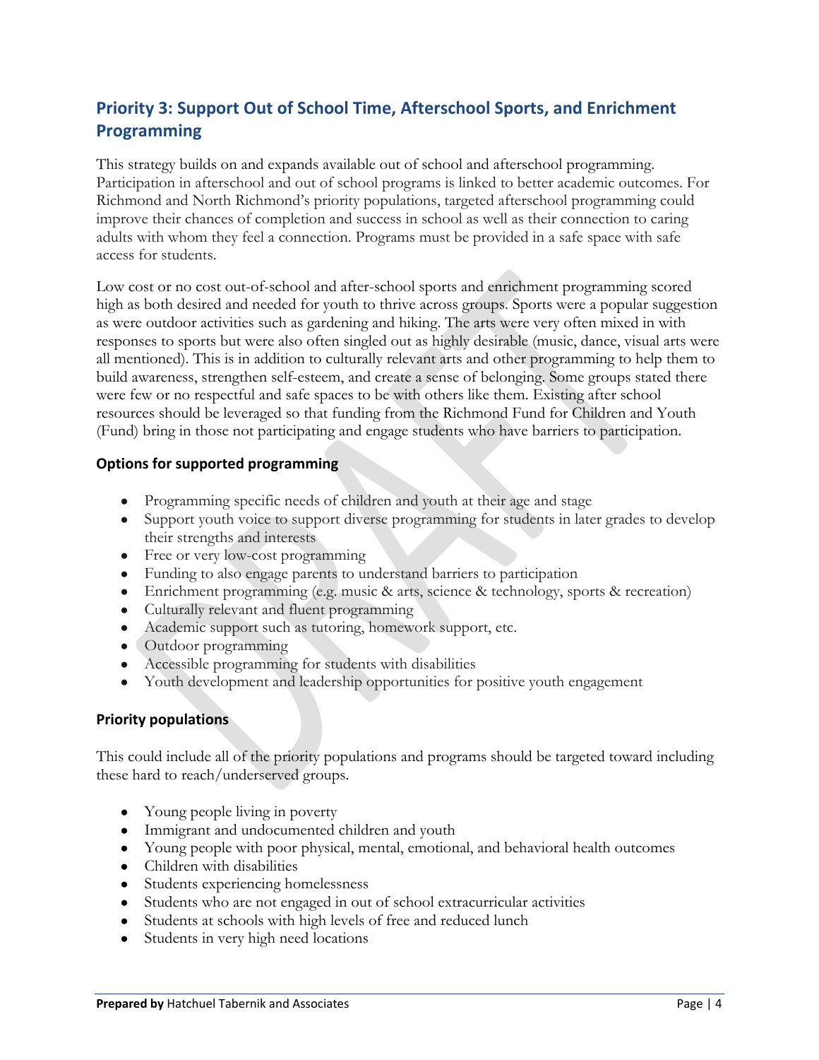## Priority 3: Support Out of School Time, Afterschool Sports, and Enrichment Programming

This strategy builds on and expands available out of school and afterschool programming. Participation in afterschool and out of school programs is linked to better academic outcomes. For Richmond and North Richmond's priority populations, targeted afterschool programming could improve their chances of completion and success in school as well as their connection to caring adults with whom they feel a connection. Programs must be provided in a safe space with safe access for students.

Low cost or no cost out-of-school and after-school sports and enrichment programming scored high as both desired and needed for youth to thrive across groups. Sports were a popular suggestion as were outdoor activities such as gardening and hiking. The arts were very often mixed in with responses to sports but were also often singled out as highly desirable (music, dance, visual arts were all mentioned). This is in addition to culturally relevant arts and other programming to help them to build awareness, strengthen self-esteem, and create a sense of belonging. Some groups stated there were few or no respectful and safe spaces to be with others like them. Existing after school resources should be leveraged so that funding from the Richmond Fund for Children and Youth (Fund) bring in those not participating and engage students who have barriers to participation.

### Options for supported programming

- Programming specific needs of children and youth at their age and stage
- Support youth voice to support diverse programming for students in later grades to develop their strengths and interests
- Free or very low-cost programming
- Funding to also engage parents to understand barriers to participation
- Enrichment programming (e.g. music & arts, science & technology, sports & recreation)
- Culturally relevant and fluent programming
- Academic support such as tutoring, homework support, etc.
- Outdoor programming
- Accessible programming for students with disabilities
- Youth development and leadership opportunities for positive youth engagement

### Priority populations

This could include all of the priority populations and programs should be targeted toward including these hard to reach/underserved groups.

- Young people living in poverty
- Immigrant and undocumented children and youth
- Young people with poor physical, mental, emotional, and behavioral health outcomes
- Children with disabilities
- Students experiencing homelessness
- Students who are not engaged in out of school extracurricular activities
- Students at schools with high levels of free and reduced lunch
- Students in very high need locations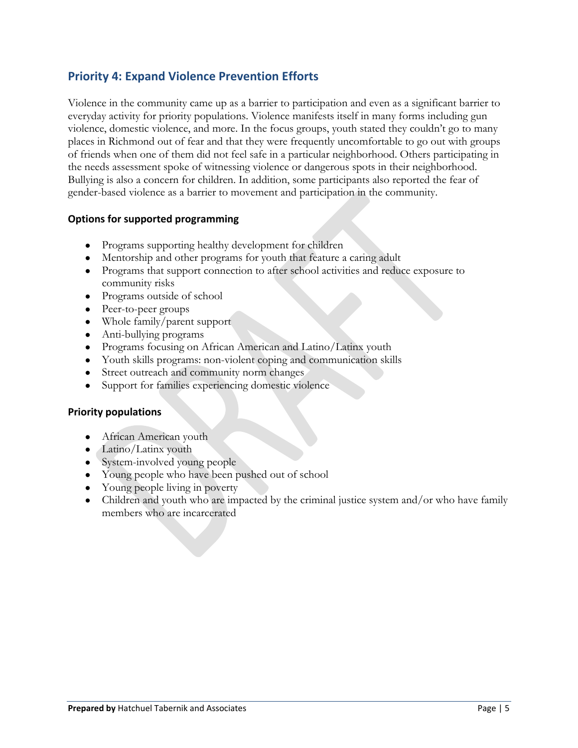## Priority 4: Expand Violence Prevention Efforts

Violence in the community came up as a barrier to participation and even as a significant barrier to everyday activity for priority populations. Violence manifests itself in many forms including gun violence, domestic violence, and more. In the focus groups, youth stated they couldn't go to many places in Richmond out of fear and that they were frequently uncomfortable to go out with groups of friends when one of them did not feel safe in a particular neighborhood. Others participating in the needs assessment spoke of witnessing violence or dangerous spots in their neighborhood. Bullying is also a concern for children. In addition, some participants also reported the fear of gender-based violence as a barrier to movement and participation in the community.

### Options for supported programming

- Programs supporting healthy development for children
- Mentorship and other programs for youth that feature a caring adult
- Programs that support connection to after school activities and reduce exposure to community risks
- Programs outside of school
- Peer-to-peer groups
- Whole family/parent support
- Anti-bullying programs
- Programs focusing on African American and Latino/Latinx youth
- Youth skills programs: non-violent coping and communication skills
- Street outreach and community norm changes
- Support for families experiencing domestic violence

### Priority populations

- African American youth
- Latino/Latinx youth
- System-involved young people
- Young people who have been pushed out of school
- Young people living in poverty
- Children and youth who are impacted by the criminal justice system and/or who have family members who are incarcerated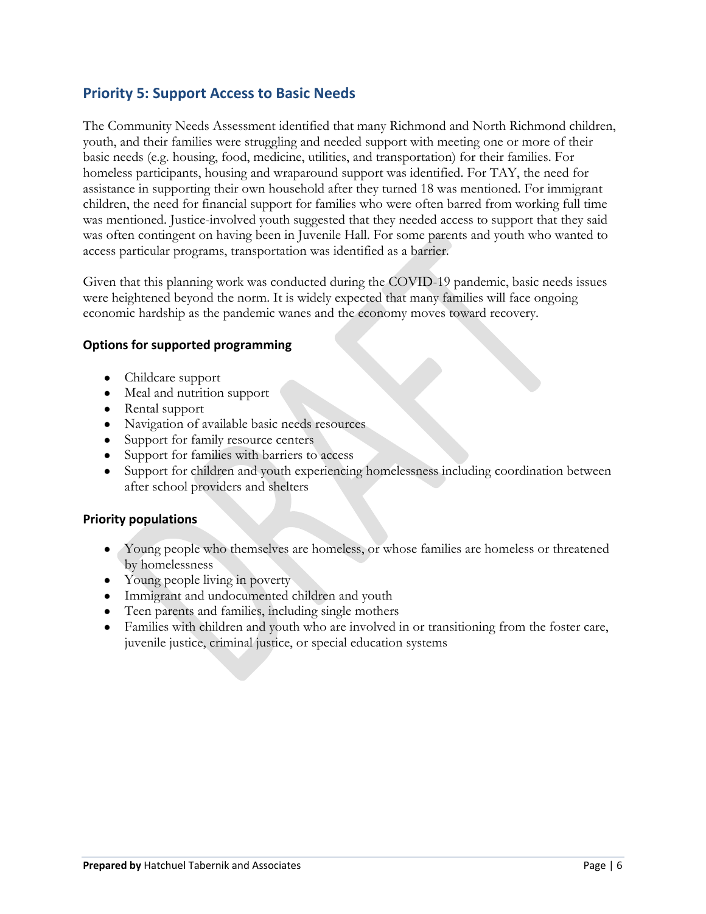## Priority 5: Support Access to Basic Needs

The Community Needs Assessment identified that many Richmond and North Richmond children, youth, and their families were struggling and needed support with meeting one or more of their basic needs (e.g. housing, food, medicine, utilities, and transportation) for their families. For homeless participants, housing and wraparound support was identified. For TAY, the need for assistance in supporting their own household after they turned 18 was mentioned. For immigrant children, the need for financial support for families who were often barred from working full time was mentioned. Justice-involved youth suggested that they needed access to support that they said was often contingent on having been in Juvenile Hall. For some parents and youth who wanted to access particular programs, transportation was identified as a barrier.

Given that this planning work was conducted during the COVID-19 pandemic, basic needs issues were heightened beyond the norm. It is widely expected that many families will face ongoing economic hardship as the pandemic wanes and the economy moves toward recovery.

### Options for supported programming

- Childcare support
- Meal and nutrition support
- Rental support
- Navigation of available basic needs resources
- Support for family resource centers
- Support for families with barriers to access
- Support for children and youth experiencing homelessness including coordination between after school providers and shelters

### Priority populations

- Young people who themselves are homeless, or whose families are homeless or threatened by homelessness
- Young people living in poverty
- Immigrant and undocumented children and youth
- Teen parents and families, including single mothers
- Families with children and youth who are involved in or transitioning from the foster care, juvenile justice, criminal justice, or special education systems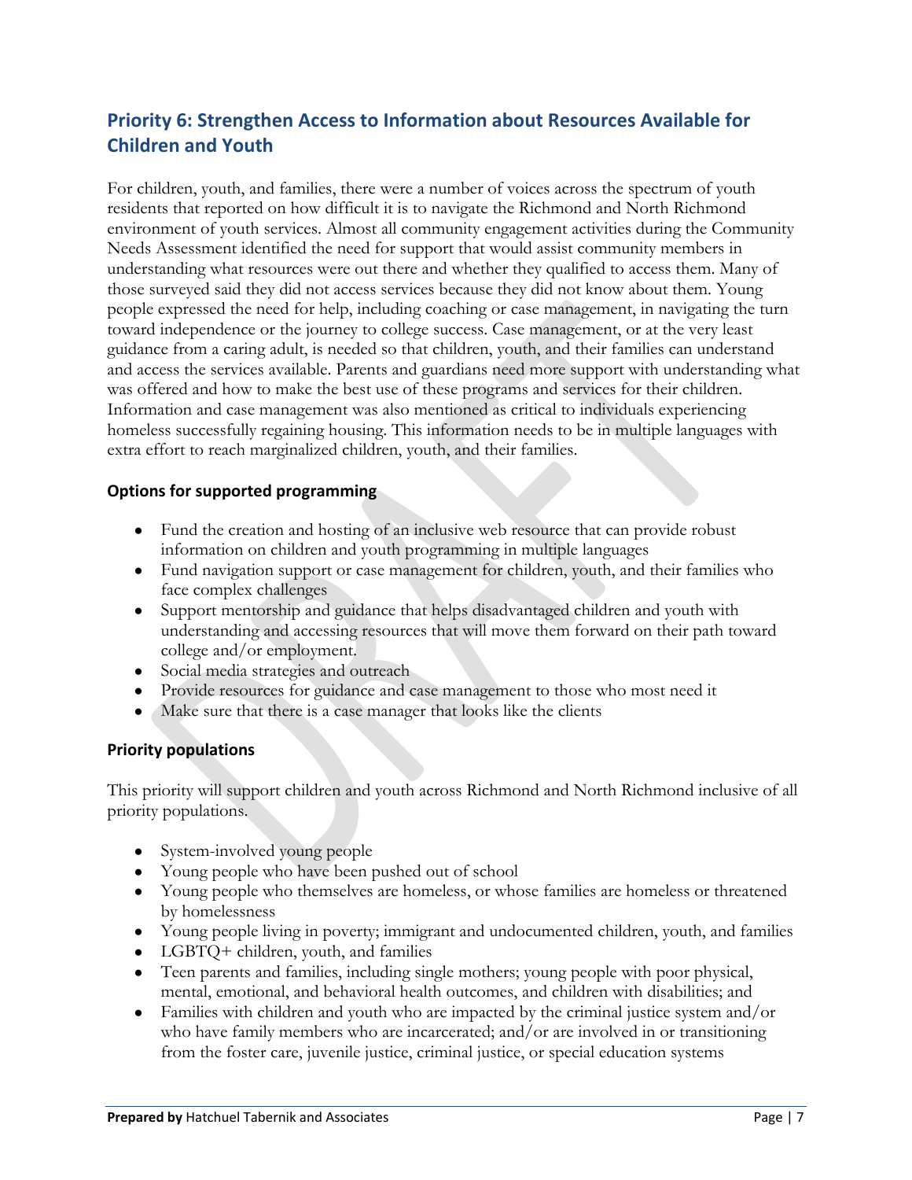## Priority 6: Strengthen Access to Information about Resources Available for Children and Youth

For children, youth, and families, there were a number of voices across the spectrum of youth residents that reported on how difficult it is to navigate the Richmond and North Richmond environment of youth services. Almost all community engagement activities during the Community Needs Assessment identified the need for support that would assist community members in understanding what resources were out there and whether they qualified to access them. Many of those surveyed said they did not access services because they did not know about them. Young people expressed the need for help, including coaching or case management, in navigating the turn toward independence or the journey to college success. Case management, or at the very least guidance from a caring adult, is needed so that children, youth, and their families can understand and access the services available. Parents and guardians need more support with understanding what was offered and how to make the best use of these programs and services for their children. Information and case management was also mentioned as critical to individuals experiencing homeless successfully regaining housing. This information needs to be in multiple languages with extra effort to reach marginalized children, youth, and their families.

### Options for supported programming

- Fund the creation and hosting of an inclusive web resource that can provide robust information on children and youth programming in multiple languages
- Fund navigation support or case management for children, youth, and their families who face complex challenges
- Support mentorship and guidance that helps disadvantaged children and youth with understanding and accessing resources that will move them forward on their path toward college and/or employment.
- Social media strategies and outreach
- Provide resources for guidance and case management to those who most need it
- Make sure that there is a case manager that looks like the clients

### Priority populations

This priority will support children and youth across Richmond and North Richmond inclusive of all priority populations.

- System-involved young people
- Young people who have been pushed out of school
- Young people who themselves are homeless, or whose families are homeless or threatened by homelessness
- Young people living in poverty; immigrant and undocumented children, youth, and families
- LGBTQ+ children, youth, and families
- Teen parents and families, including single mothers; young people with poor physical, mental, emotional, and behavioral health outcomes, and children with disabilities; and
- Families with children and youth who are impacted by the criminal justice system and/or who have family members who are incarcerated; and/or are involved in or transitioning from the foster care, juvenile justice, criminal justice, or special education systems